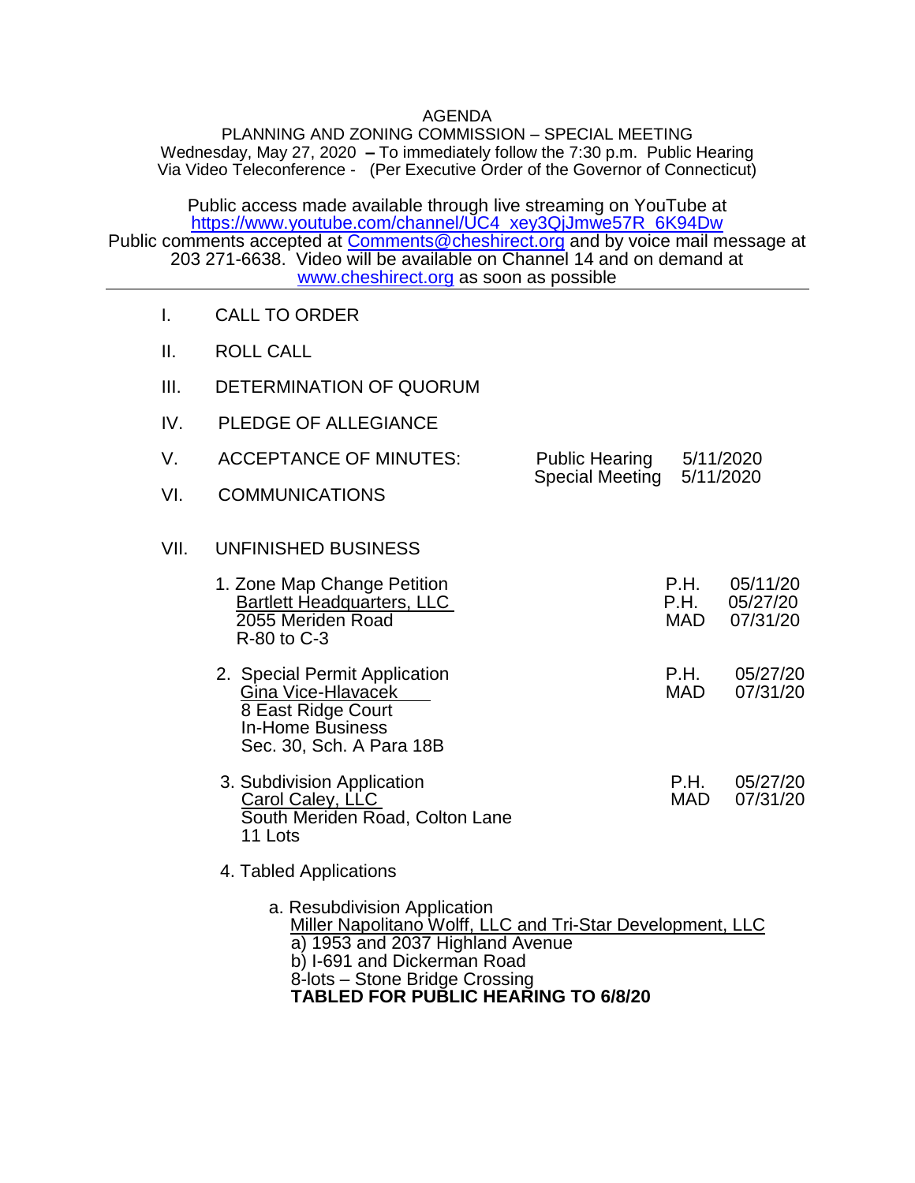# AGENDA

## PLANNING AND ZONING COMMISSION – SPECIAL MEETING

Wednesday, May 27, 2020 **–** To immediately follow the 7:30 p.m. Public Hearing
Via Video Teleconference - (Per Executive Order of the Governor of Connecticut)

Public access made available through live streaming on YouTube at [https://www.youtube.com/channel/UC4_xey3QjJmwe57R_6K94Dw](https://www.youtube.com/channel/UC4_xey3QjJmwe57R_6K94Dw)
Public comments accepted at [Comments@cheshirect.org](mailto:Comments@cheshirect.org) and by voice mail message at 203 271-6638. Video will be available on Channel 14 and on demand at [www.cheshirect.org](http://www.cheshirect.org) as soon as possible

---

I. CALL TO ORDER

II. ROLL CALL

III. DETERMINATION OF QUORUM

IV. PLEDGE OF ALLEGIANCE

V. ACCEPTANCE OF MINUTES: Public Hearing 5/11/2020; Special Meeting 5/11/2020

VI. COMMUNICATIONS

VII. UNFINISHED BUSINESS

1. Zone Map Change Petition
   Bartlett Headquarters, LLC
   2055 Meriden Road
   R-80 to C-3
   P.H. 05/11/20
   P.H. 05/27/20
   MAD 07/31/20

2. Special Permit Application
   Gina Vice-Hlavacek
   8 East Ridge Court
   In-Home Business
   Sec. 30, Sch. A Para 18B
   P.H. 05/27/20
   MAD 07/31/20

3. Subdivision Application
   Carol Caley, LLC
   South Meriden Road, Colton Lane
   11 Lots
   P.H. 05/27/20
   MAD 07/31/20

4. Tabled Applications

   a. Resubdivision Application
      Miller Napolitano Wolff, LLC and Tri-Star Development, LLC
      a) 1953 and 2037 Highland Avenue
      b) I-691 and Dickerman Road
      8-lots – Stone Bridge Crossing
      **TABLED FOR PUBLIC HEARING TO 6/8/20**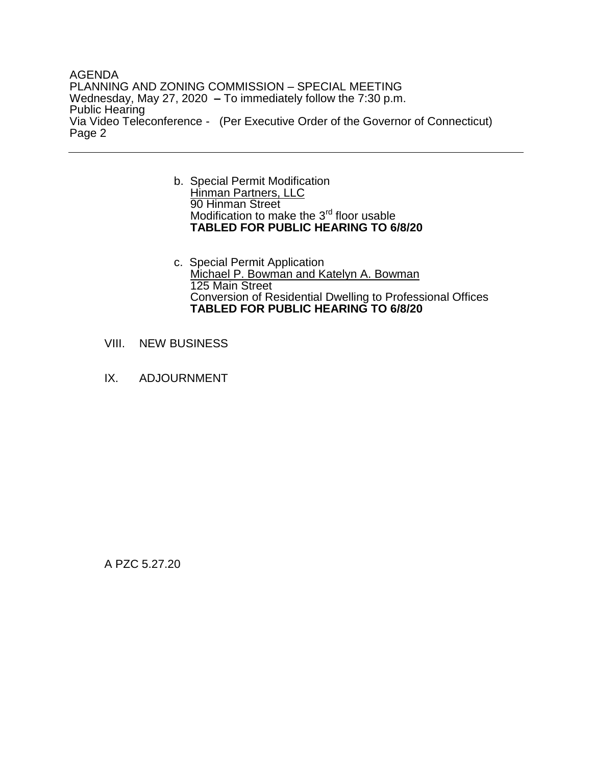b. Special Permit Modification
   Hinman Partners, LLC
   90 Hinman Street
   Modification to make the 3rd floor usable
   **TABLED FOR PUBLIC HEARING TO 6/8/20**

c. Special Permit Application
   Michael P. Bowman and Katelyn A. Bowman
   125 Main Street
   Conversion of Residential Dwelling to Professional Offices
   **TABLED FOR PUBLIC HEARING TO 6/8/20**

VIII. NEW BUSINESS

IX. ADJOURNMENT

A PZC 5.27.20